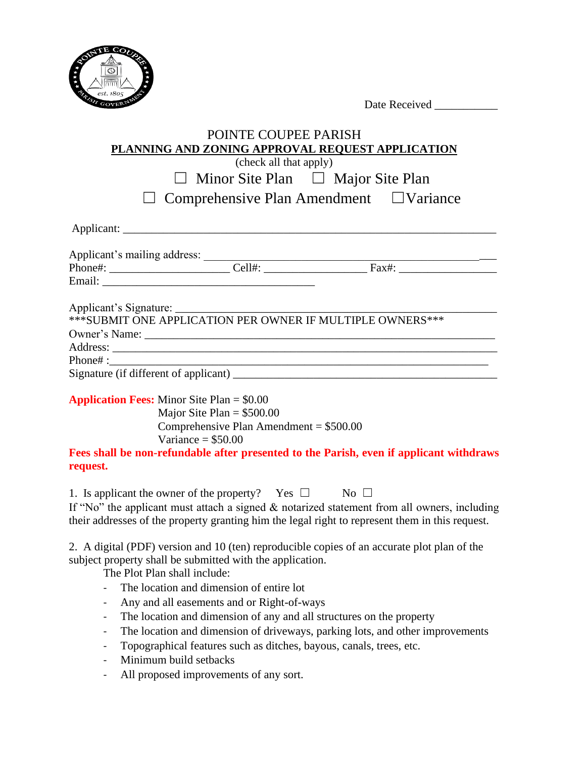Date Received ___________

# POINTE COUPEE PARISH

## PLANNING AND ZONING APPROVAL REQUEST APPLICATION

(check all that apply)

☐ Minor Site Plan ☐ Major Site Plan

☐ Comprehensive Plan Amendment ☐Variance

Applicant: ___________________________________________________________________

Applicant's mailing address: ___________________________________________________

Phone#: ____________________ Cell#: _________________ Fax#: _________________

Email: ____________________________________

Applicant's Signature: ______________________________________________________

***SUBMIT ONE APPLICATION PER OWNER IF MULTIPLE OWNERS***

Owner's Name: _____________________________________________________________

Address: _________________________________________________________________

Phone# :__________________________________________________________________

Signature (if different of applicant) ____________________________________________

**Application Fees:** Minor Site Plan = $0.00
Major Site Plan = $500.00
Comprehensive Plan Amendment = $500.00
Variance = $50.00

**Fees shall be non-refundable after presented to the Parish, even if applicant withdraws request.**

1. Is applicant the owner of the property? Yes ☐ No ☐

If "No" the applicant must attach a signed & notarized statement from all owners, including their addresses of the property granting him the legal right to represent them in this request.

2. A digital (PDF) version and 10 (ten) reproducible copies of an accurate plot plan of the subject property shall be submitted with the application.

The Plot Plan shall include:

- The location and dimension of entire lot
- Any and all easements and or Right-of-ways
- The location and dimension of any and all structures on the property
- The location and dimension of driveways, parking lots, and other improvements
- Topographical features such as ditches, bayous, canals, trees, etc.
- Minimum build setbacks
- All proposed improvements of any sort.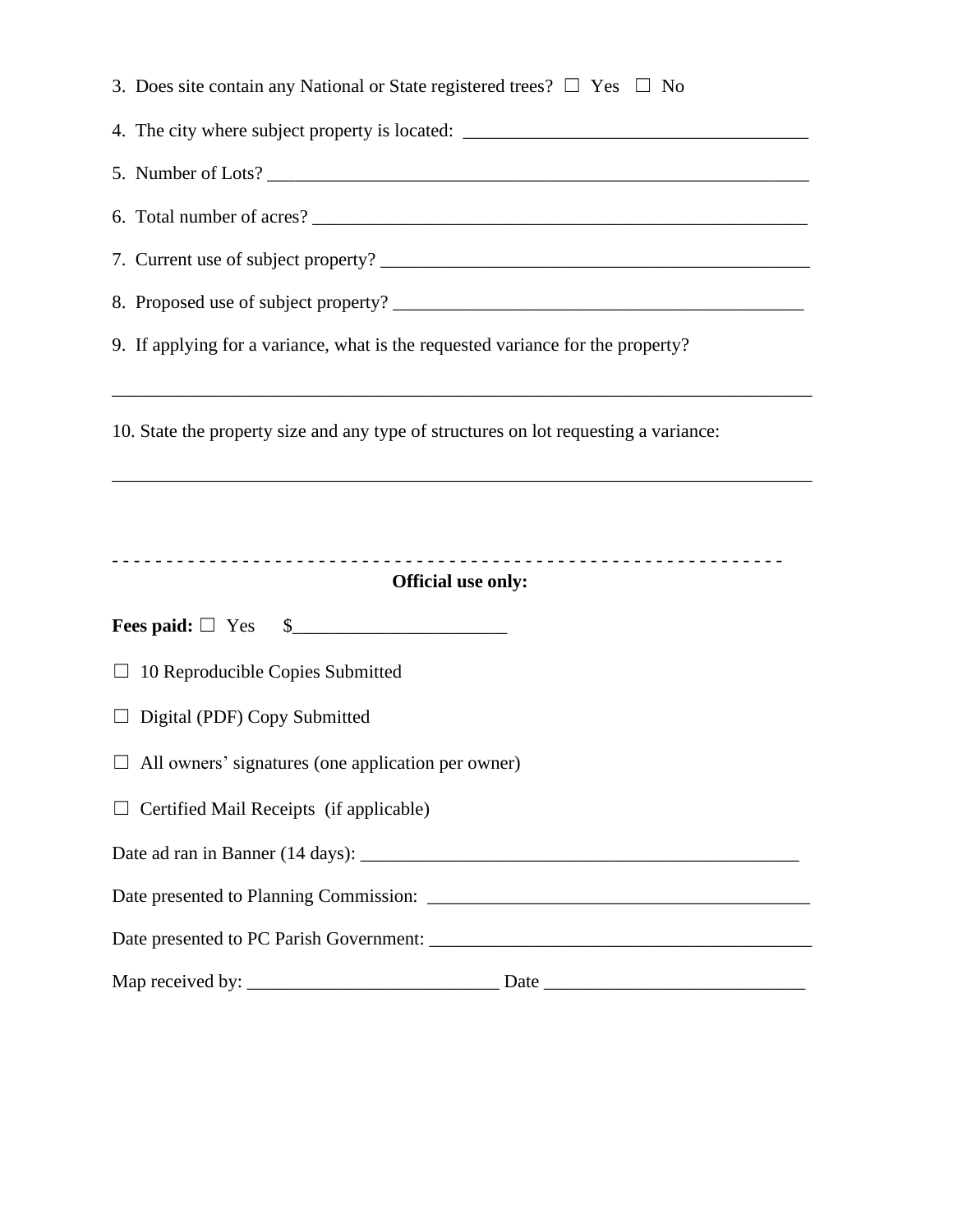3. Does site contain any National or State registered trees? ☐ Yes ☐ No

4. The city where subject property is located: ____________________________________

5. Number of Lots? ____________________________________________________________

6. Total number of acres? ______________________________________________________

7. Current use of subject property? ______________________________________________

8. Proposed use of subject property? ____________________________________________

9. If applying for a variance, what is the requested variance for the property?

___________________________________________________________________________

10. State the property size and any type of structures on lot requesting a variance:

___________________________________________________________________________

- - - - - - - - - - - - - - - - - - - - - - - - - - - - - - - - - - - - - - - - - - - - - - - - - - - - - - - - - - - -

**Official use only:**

**Fees paid:** ☐ Yes $______________________

☐ 10 Reproducible Copies Submitted

☐ Digital (PDF) Copy Submitted

☐ All owners' signatures (one application per owner)

☐ Certified Mail Receipts (if applicable)

Date ad ran in Banner (14 days): ______________________________________________

Date presented to Planning Commission: _________________________________________

Date presented to PC Parish Government: ________________________________________

Map received by: __________________________ Date ___________________________